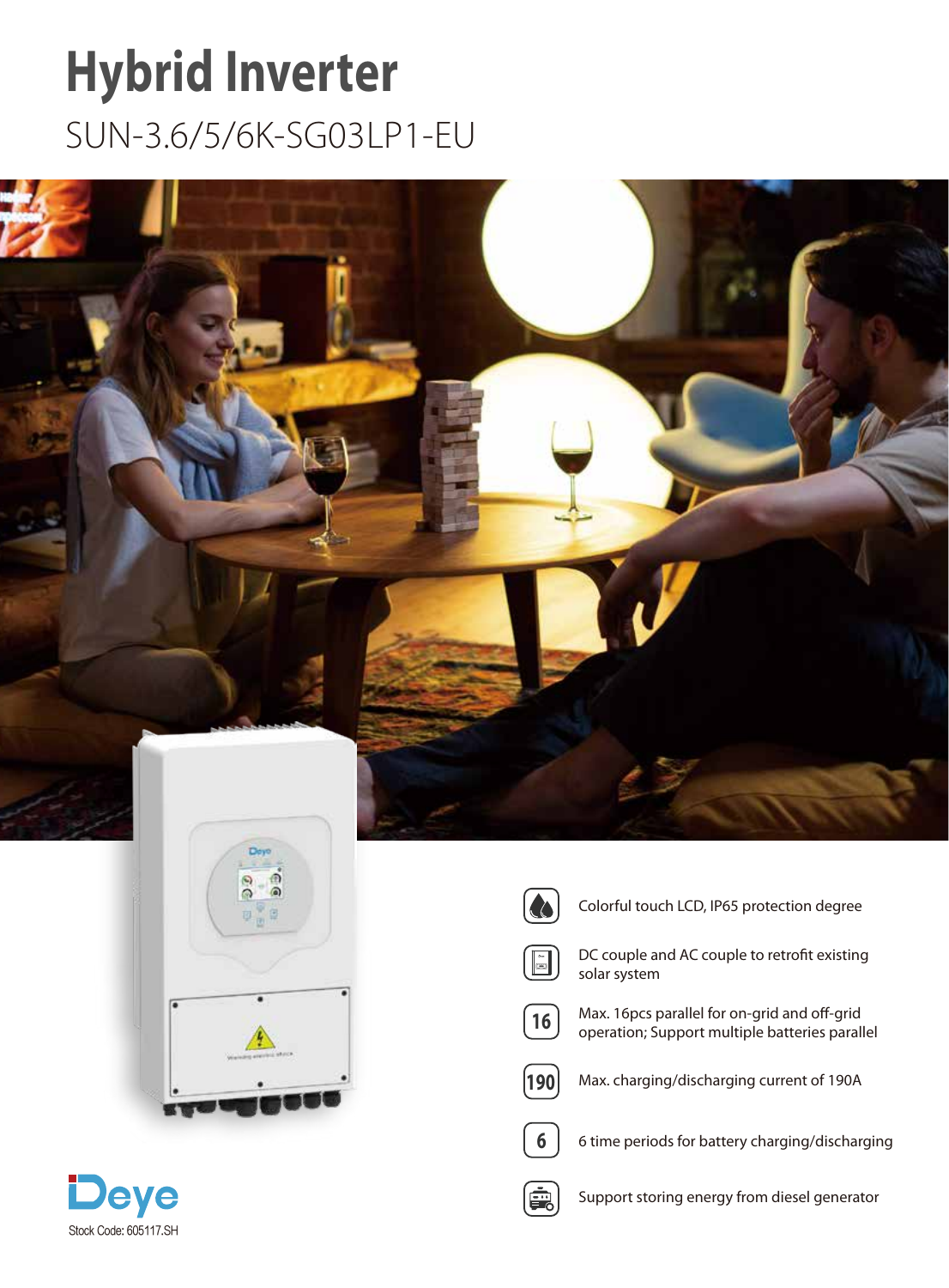# Hybrid Inverter

## SUN-3.6/5/6K-SG03LP1-EU

- Colorful touch LCD, IP65 protection degree
- DC couple and AC couple to retrofit existing solar system
- Max. 16pcs parallel for on-grid and off-grid operation; Support multiple batteries parallel
- Max. charging/discharging current of 190A
- 6 time periods for battery charging/discharging
- Support storing energy from diesel generator

Deye

Stock Code: 605117.SH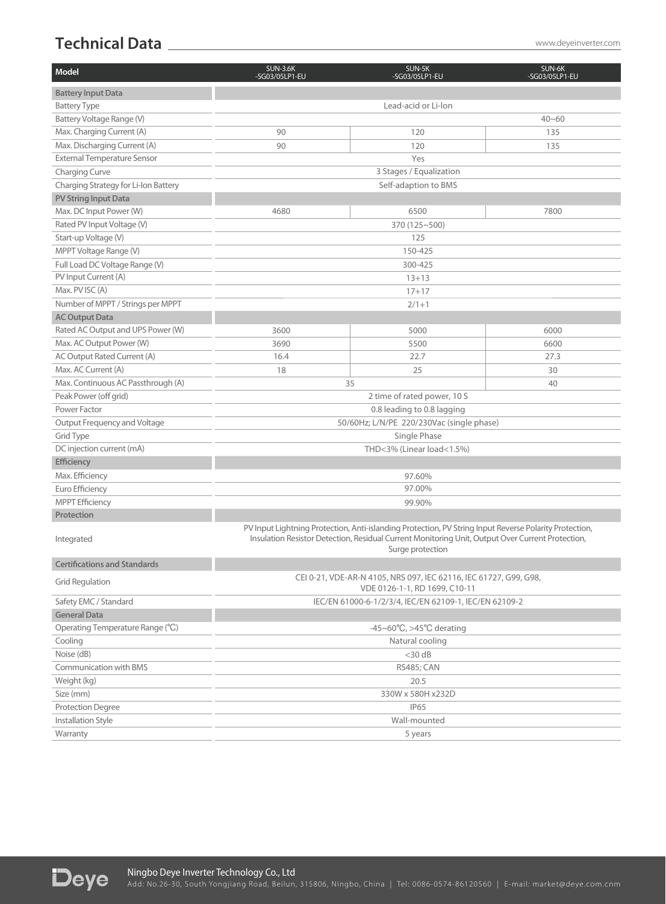# Technical Data

www.deyeinverter.com

| Model | SUN-3.6K -SG03/05LP1-EU | SUN-5K -SG03/05LP1-EU | SUN-6K -SG03/05LP1-EU |
|---|---|---|---|
| **Battery Input Data** | | | |
| Battery Type | Lead-acid or Li-Ion | | |
| Battery Voltage Range (V) | 40~60 | | |
| Max. Charging Current (A) | 90 | 120 | 135 |
| Max. Discharging Current (A) | 90 | 120 | 135 |
| External Temperature Sensor | Yes | | |
| Charging Curve | 3 Stages / Equalization | | |
| Charging Strategy for Li-Ion Battery | Self-adaption to BMS | | |
| **PV String Input Data** | | | |
| Max. DC Input Power (W) | 4680 | 6500 | 7800 |
| Rated PV Input Voltage (V) | 370 (125~500) | | |
| Start-up Voltage (V) | 125 | | |
| MPPT Voltage Range (V) | 150-425 | | |
| Full Load DC Voltage Range (V) | 300-425 | | |
| PV Input Current (A) | 13+13 | | |
| Max. PV ISC (A) | 17+17 | | |
| Number of MPPT / Strings per MPPT | 2/1+1 | | |
| **AC Output Data** | | | |
| Rated AC Output and UPS Power (W) | 3600 | 5000 | 6000 |
| Max. AC Output Power (W) | 3690 | 5500 | 6600 |
| AC Output Rated Current (A) | 16.4 | 22.7 | 27.3 |
| Max. AC Current (A) | 18 | 25 | 30 |
| Max. Continuous AC Passthrough (A) | 35 | | 40 |
| Peak Power (off grid) | 2 time of rated power, 10 S | | |
| Power Factor | 0.8 leading to 0.8 lagging | | |
| Output Frequency and Voltage | 50/60Hz; L/N/PE 220/230Vac (single phase) | | |
| Grid Type | Single Phase | | |
| DC injection current (mA) | THD<3% (Linear load<1.5%) | | |
| **Efficiency** | | | |
| Max. Efficiency | 97.60% | | |
| Euro Efficiency | 97.00% | | |
| MPPT Efficiency | 99.90% | | |
| **Protection** | | | |
| Integrated | PV Input Lightning Protection, Anti-islanding Protection, PV String Input Reverse Polarity Protection, Insulation Resistor Detection, Residual Current Monitoring Unit, Output Over Current Protection, Surge protection | | |
| **Certifications and Standards** | | | |
| Grid Regulation | CEI 0-21, VDE-AR-N 4105, NRS 097, IEC 62116, IEC 61727, G99, G98, VDE 0126-1-1, RD 1699, C10-11 | | |
| Safety EMC / Standard | IEC/EN 61000-6-1/2/3/4, IEC/EN 62109-1, IEC/EN 62109-2 | | |
| **General Data** | | | |
| Operating Temperature Range (℃) | -45~60℃, >45℃ derating | | |
| Cooling | Natural cooling | | |
| Noise (dB) | <30 dB | | |
| Communication with BMS | RS485; CAN | | |
| Weight (kg) | 20.5 | | |
| Size (mm) | 330W x 580H x232D | | |
| Protection Degree | IP65 | | |
| Installation Style | Wall-mounted | | |
| Warranty | 5 years | | |

Deye

Ningbo Deye Inverter Technology Co., Ltd

Add: No.26-30, South Yongjiang Road, Beilun, 315806, Ningbo, China | Tel: 0086-0574-86120560 | E-mail: market@deye.com.cnm